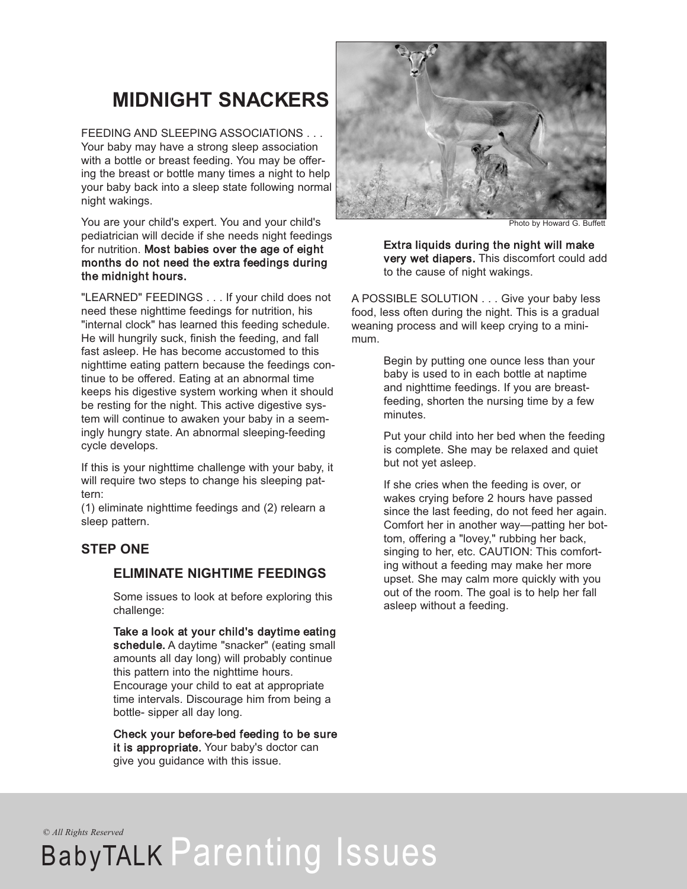# MIDNIGHT SNACKERS

FEEDING AND SLEEPING ASSOCIATIONS . . . Your baby may have a strong sleep association with a bottle or breast feeding. You may be offering the breast or bottle many times a night to help your baby back into a sleep state following normal night wakings.

You are your child's expert. You and your child's pediatrician will decide if she needs night feedings for nutrition. **Most babies over the age of eight months do not need the extra feedings during the midnight hours.**

"LEARNED" FEEDINGS . . . If your child does not need these nighttime feedings for nutrition, his "internal clock" has learned this feeding schedule. He will hungrily suck, finish the feeding, and fall fast asleep. He has become accustomed to this nighttime eating pattern because the feedings continue to be offered. Eating at an abnormal time keeps his digestive system working when it should be resting for the night. This active digestive system will continue to awaken your baby in a seemingly hungry state. An abnormal sleeping-feeding cycle develops.

If this is your nighttime challenge with your baby, it will require two steps to change his sleeping pattern:
(1) eliminate nighttime feedings and (2) relearn a sleep pattern.

## STEP ONE

### ELIMINATE NIGHTIME FEEDINGS

Some issues to look at before exploring this challenge:

**Take a look at your child's daytime eating schedule.** A daytime "snacker" (eating small amounts all day long) will probably continue this pattern into the nighttime hours. Encourage your child to eat at appropriate time intervals. Discourage him from being a bottle- sipper all day long.

**Check your before-bed feeding to be sure it is appropriate.** Your baby's doctor can give you guidance with this issue.

Photo by Howard G. Buffett

**Extra liquids during the night will make very wet diapers.** This discomfort could add to the cause of night wakings.

A POSSIBLE SOLUTION . . . Give your baby less food, less often during the night. This is a gradual weaning process and will keep crying to a minimum.

Begin by putting one ounce less than your baby is used to in each bottle at naptime and nighttime feedings. If you are breastfeeding, shorten the nursing time by a few minutes.

Put your child into her bed when the feeding is complete. She may be relaxed and quiet but not yet asleep.

If she cries when the feeding is over, or wakes crying before 2 hours have passed since the last feeding, do not feed her again. Comfort her in another way—patting her bottom, offering a "lovey," rubbing her back, singing to her, etc. CAUTION: This comforting without a feeding may make her more upset. She may calm more quickly with you out of the room. The goal is to help her fall asleep without a feeding.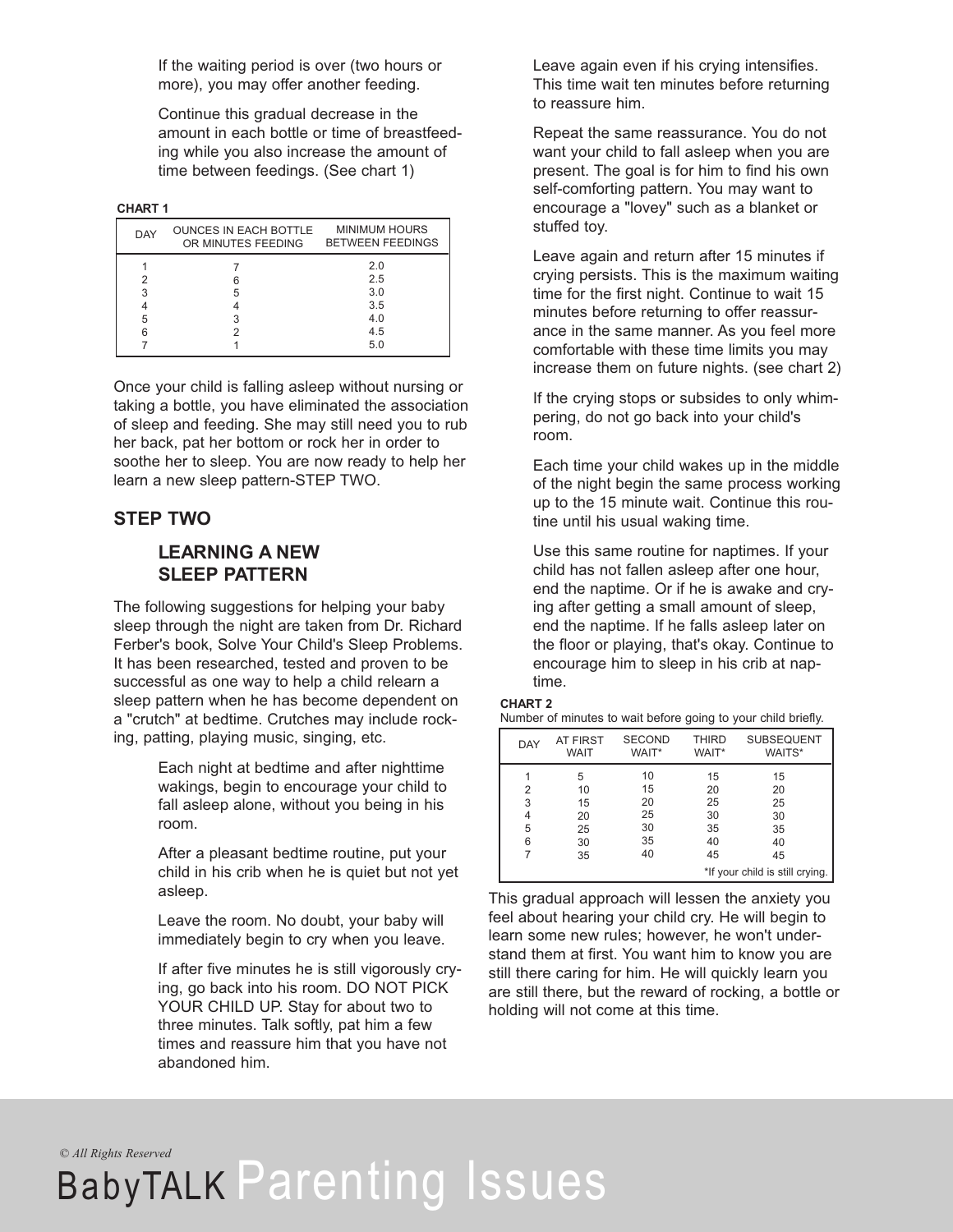If the waiting period is over (two hours or more), you may offer another feeding.

Continue this gradual decrease in the amount in each bottle or time of breastfeeding while you also increase the amount of time between feedings. (See chart 1)

**CHART 1**

| DAY | OUNCES IN EACH BOTTLE OR MINUTES FEEDING | MINIMUM HOURS BETWEEN FEEDINGS |
|---|---|---|
| 1 | 7 | 2.0 |
| 2 | 6 | 2.5 |
| 3 | 5 | 3.0 |
| 4 | 4 | 3.5 |
| 5 | 3 | 4.0 |
| 6 | 2 | 4.5 |
| 7 | 1 | 5.0 |

Once your child is falling asleep without nursing or taking a bottle, you have eliminated the association of sleep and feeding. She may still need you to rub her back, pat her bottom or rock her in order to soothe her to sleep. You are now ready to help her learn a new sleep pattern-STEP TWO.

## STEP TWO

### LEARNING A NEW SLEEP PATTERN

The following suggestions for helping your baby sleep through the night are taken from Dr. Richard Ferber's book, Solve Your Child's Sleep Problems. It has been researched, tested and proven to be successful as one way to help a child relearn a sleep pattern when he has become dependent on a "crutch" at bedtime. Crutches may include rocking, patting, playing music, singing, etc.

Each night at bedtime and after nighttime wakings, begin to encourage your child to fall asleep alone, without you being in his room.

After a pleasant bedtime routine, put your child in his crib when he is quiet but not yet asleep.

Leave the room. No doubt, your baby will immediately begin to cry when you leave.

If after five minutes he is still vigorously crying, go back into his room. DO NOT PICK YOUR CHILD UP. Stay for about two to three minutes. Talk softly, pat him a few times and reassure him that you have not abandoned him.

Leave again even if his crying intensifies. This time wait ten minutes before returning to reassure him.

Repeat the same reassurance. You do not want your child to fall asleep when you are present. The goal is for him to find his own self-comforting pattern. You may want to encourage a "lovey" such as a blanket or stuffed toy.

Leave again and return after 15 minutes if crying persists. This is the maximum waiting time for the first night. Continue to wait 15 minutes before returning to offer reassurance in the same manner. As you feel more comfortable with these time limits you may increase them on future nights. (see chart 2)

If the crying stops or subsides to only whimpering, do not go back into your child's room.

Each time your child wakes up in the middle of the night begin the same process working up to the 15 minute wait. Continue this routine until his usual waking time.

Use this same routine for naptimes. If your child has not fallen asleep after one hour, end the naptime. Or if he is awake and crying after getting a small amount of sleep, end the naptime. If he falls asleep later on the floor or playing, that's okay. Continue to encourage him to sleep in his crib at naptime.

**CHART 2**

Number of minutes to wait before going to your child briefly.

| DAY | AT FIRST WAIT | SECOND WAIT* | THIRD WAIT* | SUBSEQUENT WAITS* |
|---|---|---|---|---|
| 1 | 5 | 10 | 15 | 15 |
| 2 | 10 | 15 | 20 | 20 |
| 3 | 15 | 20 | 25 | 25 |
| 4 | 20 | 25 | 30 | 30 |
| 5 | 25 | 30 | 35 | 35 |
| 6 | 30 | 35 | 40 | 40 |
| 7 | 35 | 40 | 45 | 45 |

*If your child is still crying.

This gradual approach will lessen the anxiety you feel about hearing your child cry. He will begin to learn some new rules; however, he won't understand them at first. You want him to know you are still there caring for him. He will quickly learn you are still there, but the reward of rocking, a bottle or holding will not come at this time.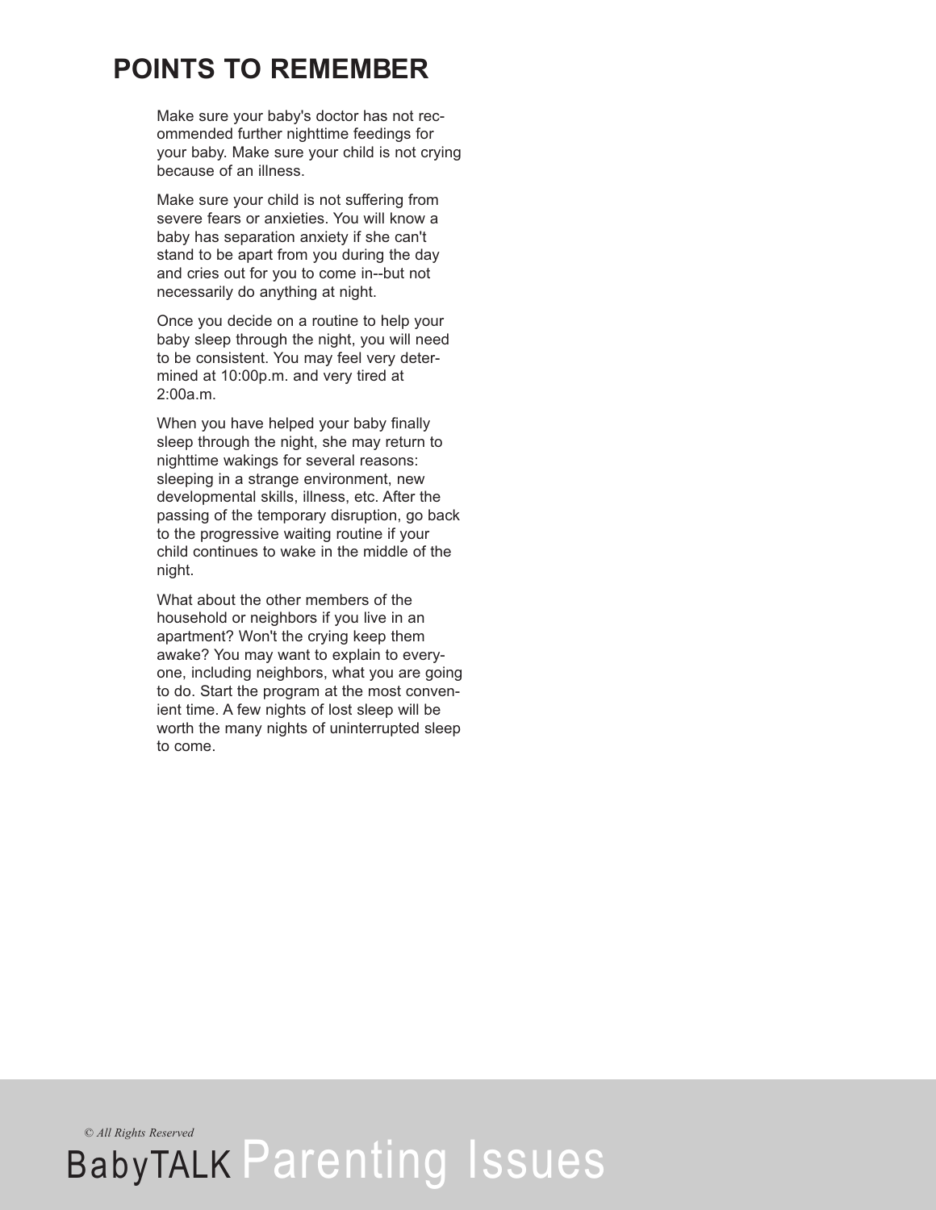## POINTS TO REMEMBER

Make sure your baby's doctor has not recommended further nighttime feedings for your baby. Make sure your child is not crying because of an illness.

Make sure your child is not suffering from severe fears or anxieties. You will know a baby has separation anxiety if she can't stand to be apart from you during the day and cries out for you to come in--but not necessarily do anything at night.

Once you decide on a routine to help your baby sleep through the night, you will need to be consistent. You may feel very determined at 10:00p.m. and very tired at 2:00a.m.

When you have helped your baby finally sleep through the night, she may return to nighttime wakings for several reasons: sleeping in a strange environment, new developmental skills, illness, etc. After the passing of the temporary disruption, go back to the progressive waiting routine if your child continues to wake in the middle of the night.

What about the other members of the household or neighbors if you live in an apartment? Won't the crying keep them awake? You may want to explain to everyone, including neighbors, what you are going to do. Start the program at the most convenient time. A few nights of lost sleep will be worth the many nights of uninterrupted sleep to come.